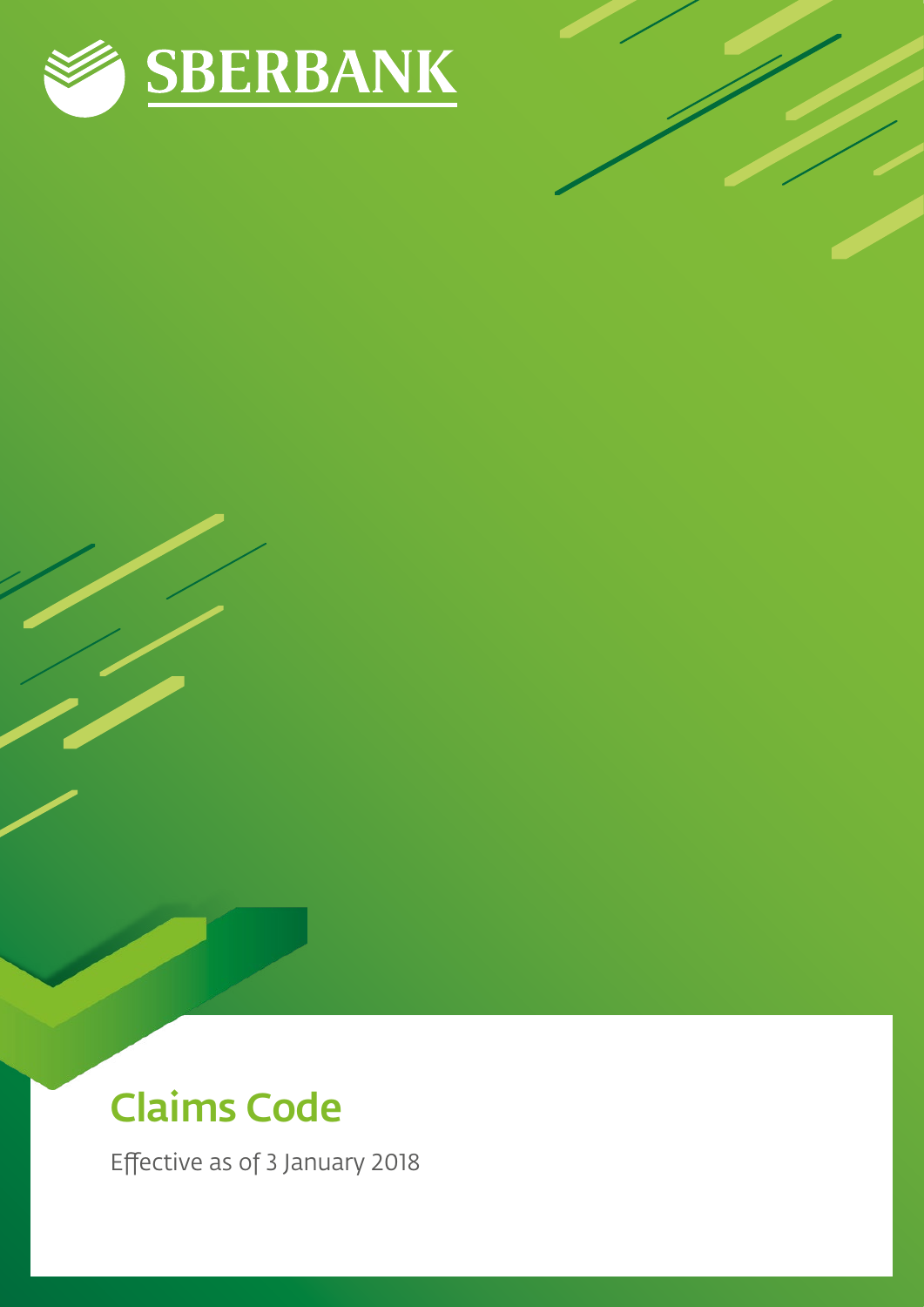SBERBANK

# Claims Code

Effective as of 3 January 2018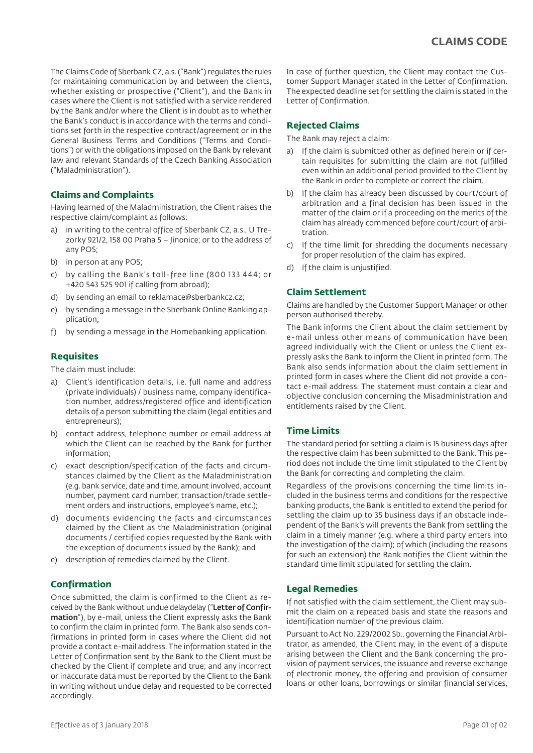# CLAIMS CODE

The Claims Code of Sberbank CZ, a.s. ("Bank") regulates the rules for maintaining communication by and between the clients, whether existing or prospective ("Client"), and the Bank in cases where the Client is not satisfied with a service rendered by the Bank and/or where the Client is in doubt as to whether the Bank's conduct is in accordance with the terms and conditions set forth in the respective contract/agreement or in the General Business Terms and Conditions ("Terms and Conditions") or with the obligations imposed on the Bank by relevant law and relevant Standards of the Czech Banking Association ("Maladministration").

### Claims and Complaints

Having learned of the Maladministration, the Client raises the respective claim/complaint as follows:

a) in writing to the central office of Sberbank CZ, a.s., U Trezorky 921/2, 158 00 Praha 5 – Jinonice; or to the address of any POS;
b) in person at any POS;
c) by calling the Bank's toll-free line (800 133 444; or +420 543 525 901 if calling from abroad);
d) by sending an email to reklamace@sberbankcz.cz;
e) by sending a message in the Sberbank Online Banking application;
f) by sending a message in the Homebanking application.

### Requisites

The claim must include:

a) Client's identification details, i.e. full name and address (private individuals) / business name, company identification number, address/registered office and identification details of a person submitting the claim (legal entities and entrepreneurs);
b) contact address, telephone number or email address at which the Client can be reached by the Bank for further information;
c) exact description/specification of the facts and circumstances claimed by the Client as the Maladministration (e.g. bank service, date and time, amount involved, account number, payment card number, transaction/trade settlement orders and instructions, employee's name, etc.);
d) documents evidencing the facts and circumstances claimed by the Client as the Maladministration (original documents / certified copies requested by the Bank with the exception of documents issued by the Bank); and
e) description of remedies claimed by the Client.

### Confirmation

Once submitted, the claim is confirmed to the Client as received by the Bank without undue delaydelay ("**Letter of Confirmation**"), by e-mail, unless the Client expressly asks the Bank to confirm the claim in printed form. The Bank also sends confirmations in printed form in cases where the Client did not provide a contact e-mail address. The information stated in the Letter of Confirmation sent by the Bank to the Client must be checked by the Client if complete and true; and any incorrect or inaccurate data must be reported by the Client to the Bank in writing without undue delay and requested to be corrected accordingly.

In case of further question, the Client may contact the Customer Support Manager stated in the Letter of Confirmation. The expected deadline set for settling the claim is stated in the Letter of Confirmation.

### Rejected Claims

The Bank may reject a claim:

a) If the claim is submitted other as defined herein or if certain requisites for submitting the claim are not fulfilled even within an additional period provided to the Client by the Bank in order to complete or correct the claim.
b) If the claim has already been discussed by court/court of arbitration and a final decision has been issued in the matter of the claim or if a proceeding on the merits of the claim has already commenced before court/court of arbitration.
c) If the time limit for shredding the documents necessary for proper resolution of the claim has expired.
d) If the claim is unjustified.

### Claim Settlement

Claims are handled by the Customer Support Manager or other person authorised thereby.

The Bank informs the Client about the claim settlement by e-mail unless other means of communication have been agreed individually with the Client or unless the Client expressly asks the Bank to inform the Client in printed form. The Bank also sends information about the claim settlement in printed form in cases where the Client did not provide a contact e-mail address. The statement must contain a clear and objective conclusion concerning the Misadministration and entitlements raised by the Client.

### Time Limits

The standard period for settling a claim is 15 business days after the respective claim has been submitted to the Bank. This period does not include the time limit stipulated to the Client by the Bank for correcting and completing the claim.

Regardless of the provisions concerning the time limits included in the business terms and conditions for the respective banking products, the Bank is entitled to extend the period for settling the claim up to 35 business days if an obstacle independent of the Bank's will prevents the Bank from settling the claim in a timely manner (e.g. where a third party enters into the investigation of the claim); of which (including the reasons for such an extension) the Bank notifies the Client within the standard time limit stipulated for settling the claim.

### Legal Remedies

If not satisfied with the claim settlement, the Client may submit the claim on a repeated basis and state the reasons and identification number of the previous claim.

Pursuant to Act No. 229/2002 Sb., governing the Financial Arbitrator, as amended, the Client may, in the event of a dispute arising between the Client and the Bank concerning the provision of payment services, the issuance and reverse exchange of electronic money, the offering and provision of consumer loans or other loans, borrowings or similar financial services,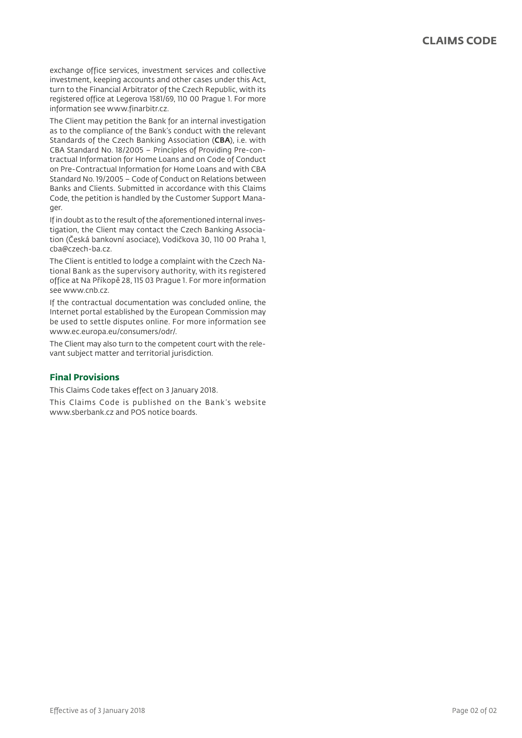exchange office services, investment services and collective investment, keeping accounts and other cases under this Act, turn to the Financial Arbitrator of the Czech Republic, with its registered office at Legerova 1581/69, 110 00 Prague 1. For more information see www.finarbitr.cz.

The Client may petition the Bank for an internal investigation as to the compliance of the Bank's conduct with the relevant Standards of the Czech Banking Association (**CBA**), i.e. with CBA Standard No. 18/2005 – Principles of Providing Pre-contractual Information for Home Loans and on Code of Conduct on Pre-Contractual Information for Home Loans and with CBA Standard No. 19/2005 – Code of Conduct on Relations between Banks and Clients. Submitted in accordance with this Claims Code, the petition is handled by the Customer Support Manager.

If in doubt as to the result of the aforementioned internal investigation, the Client may contact the Czech Banking Association (Česká bankovní asociace), Vodičkova 30, 110 00 Praha 1, cba@czech-ba.cz.

The Client is entitled to lodge a complaint with the Czech National Bank as the supervisory authority, with its registered office at Na Příkopě 28, 115 03 Prague 1. For more information see www.cnb.cz.

If the contractual documentation was concluded online, the Internet portal established by the European Commission may be used to settle disputes online. For more information see www.ec.europa.eu/consumers/odr/.

The Client may also turn to the competent court with the relevant subject matter and territorial jurisdiction.

## Final Provisions

This Claims Code takes effect on 3 January 2018.

This Claims Code is published on the Bank's website www.sberbank.cz and POS notice boards.